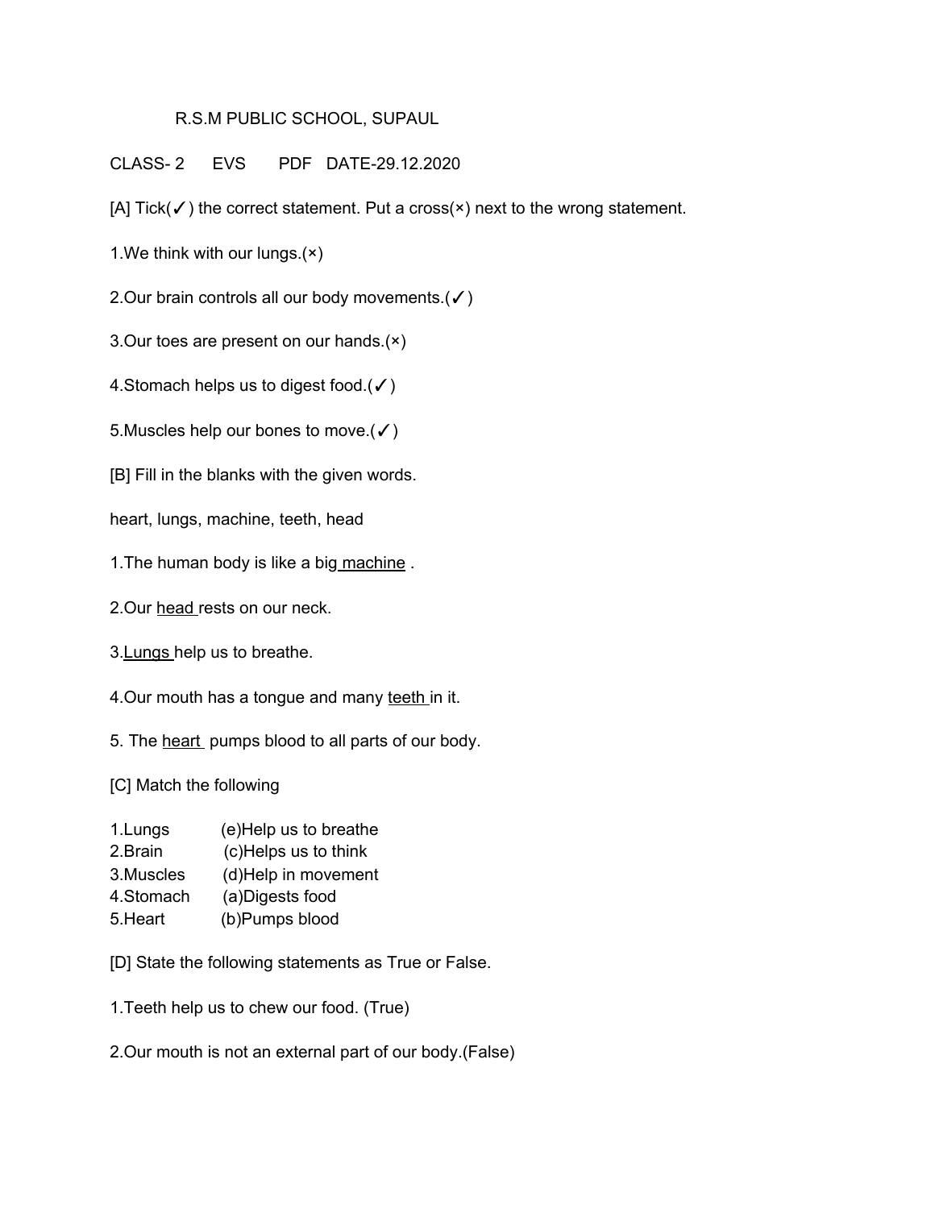R.S.M PUBLIC SCHOOL, SUPAUL

CLASS- 2 EVS PDF DATE-29.12.2020

[A] Tick(✓) the correct statement. Put a cross(×) next to the wrong statement.

1.We think with our lungs.(×)

2.Our brain controls all our body movements.(✓)

3.Our toes are present on our hands.(×)

4.Stomach helps us to digest food.(✓)

5.Muscles help our bones to move.(✓)

[B] Fill in the blanks with the given words.

heart, lungs, machine, teeth, head

1.The human body is like a big <u>machine</u> .

2.Our <u>head</u> rests on our neck.

3.<u>Lungs</u> help us to breathe.

4.Our mouth has a tongue and many <u>teeth</u> in it.

5. The <u>heart</u> pumps blood to all parts of our body.

[C] Match the following

1.Lungs (e)Help us to breathe
2.Brain (c)Helps us to think
3.Muscles (d)Help in movement
4.Stomach (a)Digests food
5.Heart (b)Pumps blood

[D] State the following statements as True or False.

1.Teeth help us to chew our food. (True)

2.Our mouth is not an external part of our body.(False)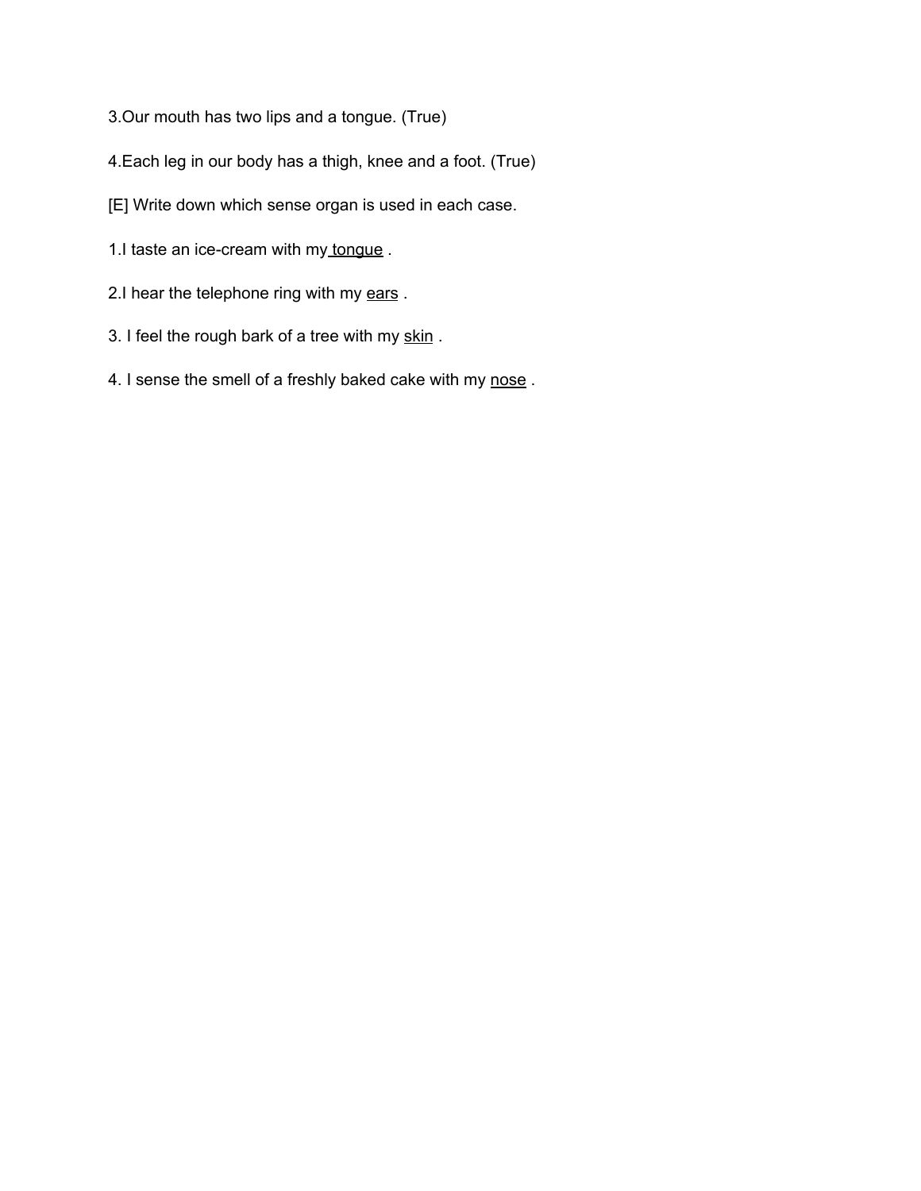3.Our mouth has two lips and a tongue. (True)

4.Each leg in our body has a thigh, knee and a foot. (True)

[E] Write down which sense organ is used in each case.

1.I taste an ice-cream with my <u>tongue</u> .

2.I hear the telephone ring with my <u>ears</u> .

3. I feel the rough bark of a tree with my <u>skin</u> .

4. I sense the smell of a freshly baked cake with my <u>nose</u> .